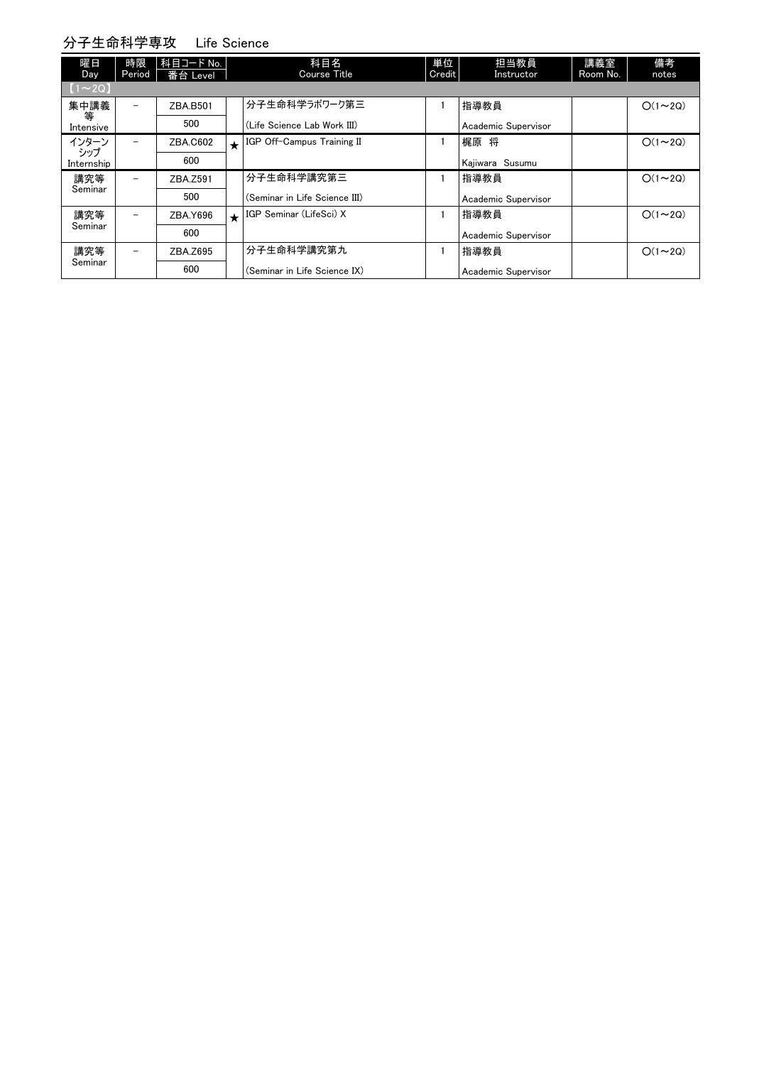## 分子生命科学専攻　Life Science

| 曜日 Day | 時限 Period | 科目コード No. 番台 Level | | 科目名 Course Title | 単位 Credit | 担当教員 Instructor | 講義室 Room No. | 備考 notes |
|---|---|---|---|---|---|---|---|---|
| 【1～2Q】 | | | | | | | | |
| 集中講義等 Intensive | － | ZBA.B501 | | 分子生命科学ラボワーク第三 | 1 | 指導教員 | | ○(1～2Q) |
| | | 500 | | (Life Science Lab Work III) | | Academic Supervisor | | |
| インターンシップ Internship | － | ZBA.C602 | ★ | IGP Off-Campus Training II | 1 | 梶原 将 | | ○(1～2Q) |
| | | 600 | | | | Kajiwara Susumu | | |
| 講究等 Seminar | － | ZBA.Z591 | | 分子生命科学講究第三 | 1 | 指導教員 | | ○(1～2Q) |
| | | 500 | | (Seminar in Life Science III) | | Academic Supervisor | | |
| 講究等 Seminar | － | ZBA.Y696 | ★ | IGP Seminar (LifeSci) X | 1 | 指導教員 | | ○(1～2Q) |
| | | 600 | | | | Academic Supervisor | | |
| 講究等 Seminar | － | ZBA.Z695 | | 分子生命科学講究第九 | 1 | 指導教員 | | ○(1～2Q) |
| | | 600 | | (Seminar in Life Science IX) | | Academic Supervisor | | |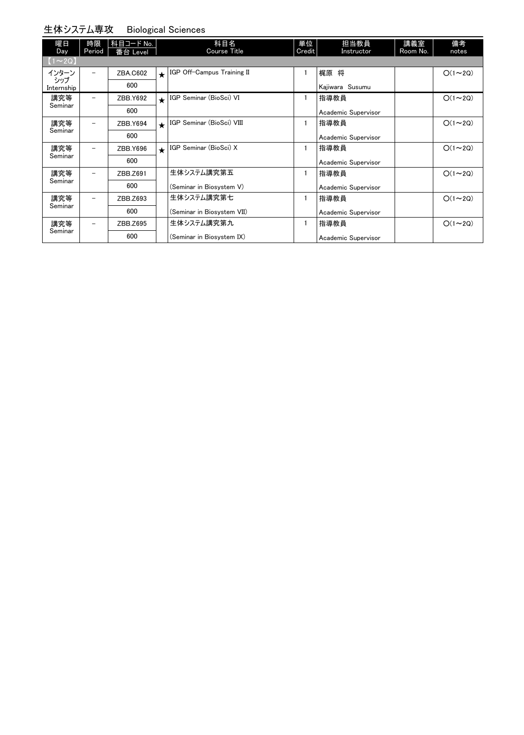## 生体システム専攻　Biological Sciences

| 曜日 Day | 時限 Period | 科目コード No. 番台 Level | | 科目名 Course Title | 単位 Credit | 担当教員 Instructor | 講義室 Room No. | 備考 notes |
|---|---|---|---|---|---|---|---|---|
| 【1～2Q】 | | | | | | | | |
| インターンシップ Internship | － | ZBA.C602 600 | ★ | IGP Off-Campus Training II | 1 | 梶原 将 Kajiwara Susumu | | ○(1～2Q) |
| 講究等 Seminar | － | ZBB.Y692 600 | ★ | IGP Seminar (BioSci) VI | 1 | 指導教員 Academic Supervisor | | ○(1～2Q) |
| 講究等 Seminar | － | ZBB.Y694 600 | ★ | IGP Seminar (BioSci) VIII | 1 | 指導教員 Academic Supervisor | | ○(1～2Q) |
| 講究等 Seminar | － | ZBB.Y696 600 | ★ | IGP Seminar (BioSci) X | 1 | 指導教員 Academic Supervisor | | ○(1～2Q) |
| 講究等 Seminar | － | ZBB.Z691 600 | | 生体システム講究第五 (Seminar in Biosystem V) | 1 | 指導教員 Academic Supervisor | | ○(1～2Q) |
| 講究等 Seminar | － | ZBB.Z693 600 | | 生体システム講究第七 (Seminar in Biosystem VII) | 1 | 指導教員 Academic Supervisor | | ○(1～2Q) |
| 講究等 Seminar | － | ZBB.Z695 600 | | 生体システム講究第九 (Seminar in Biosystem IX) | 1 | 指導教員 Academic Supervisor | | ○(1～2Q) |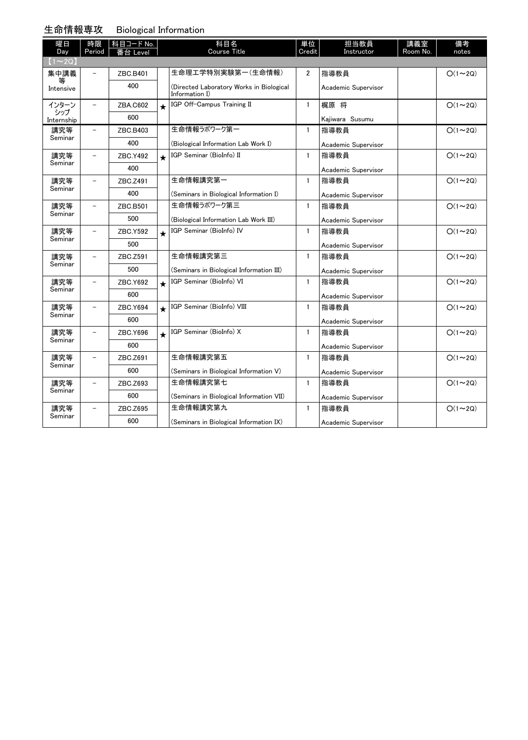## 生命情報専攻　Biological Information

| 曜日 Day | 時限 Period | 科目コード No. 番台 Level | | 科目名 Course Title | 単位 Credit | 担当教員 Instructor | 講義室 Room No. | 備考 notes |
|---|---|---|---|---|---|---|---|---|
| 【1～2Q】 | | | | | | | | |
| 集中講義等 Intensive | － | ZBC.B401 400 | | 生命理工学特別実験第一（生命情報） (Directed Laboratory Works in Biological Information I) | 2 | 指導教員 Academic Supervisor | | ○(1～2Q) |
| インターンシップ Internship | － | ZBA.C602 600 | ★ | IGP Off-Campus Training II | 1 | 梶原 将 Kajiwara Susumu | | ○(1～2Q) |
| 講究等 Seminar | － | ZBC.B403 400 | | 生命情報ラボワーク第一 (Biological Information Lab Work I) | 1 | 指導教員 Academic Supervisor | | ○(1～2Q) |
| 講究等 Seminar | － | ZBC.Y492 400 | ★ | IGP Seminar (BioInfo) II | 1 | 指導教員 Academic Supervisor | | ○(1～2Q) |
| 講究等 Seminar | － | ZBC.Z491 400 | | 生命情報講究第一 (Seminars in Biological Information I) | 1 | 指導教員 Academic Supervisor | | ○(1～2Q) |
| 講究等 Seminar | － | ZBC.B501 500 | | 生命情報ラボワーク第三 (Biological Information Lab Work III) | 1 | 指導教員 Academic Supervisor | | ○(1～2Q) |
| 講究等 Seminar | － | ZBC.Y592 500 | ★ | IGP Seminar (BioInfo) IV | 1 | 指導教員 Academic Supervisor | | ○(1～2Q) |
| 講究等 Seminar | － | ZBC.Z591 500 | | 生命情報講究第三 (Seminars in Biological Information III) | 1 | 指導教員 Academic Supervisor | | ○(1～2Q) |
| 講究等 Seminar | － | ZBC.Y692 600 | ★ | IGP Seminar (BioInfo) VI | 1 | 指導教員 Academic Supervisor | | ○(1～2Q) |
| 講究等 Seminar | － | ZBC.Y694 600 | ★ | IGP Seminar (BioInfo) VIII | 1 | 指導教員 Academic Supervisor | | ○(1～2Q) |
| 講究等 Seminar | － | ZBC.Y696 600 | ★ | IGP Seminar (BioInfo) X | 1 | 指導教員 Academic Supervisor | | ○(1～2Q) |
| 講究等 Seminar | － | ZBC.Z691 600 | | 生命情報講究第五 (Seminars in Biological Information V) | 1 | 指導教員 Academic Supervisor | | ○(1～2Q) |
| 講究等 Seminar | － | ZBC.Z693 600 | | 生命情報講究第七 (Seminars in Biological Information VII) | 1 | 指導教員 Academic Supervisor | | ○(1～2Q) |
| 講究等 Seminar | － | ZBC.Z695 600 | | 生命情報講究第九 (Seminars in Biological Information IX) | 1 | 指導教員 Academic Supervisor | | ○(1～2Q) |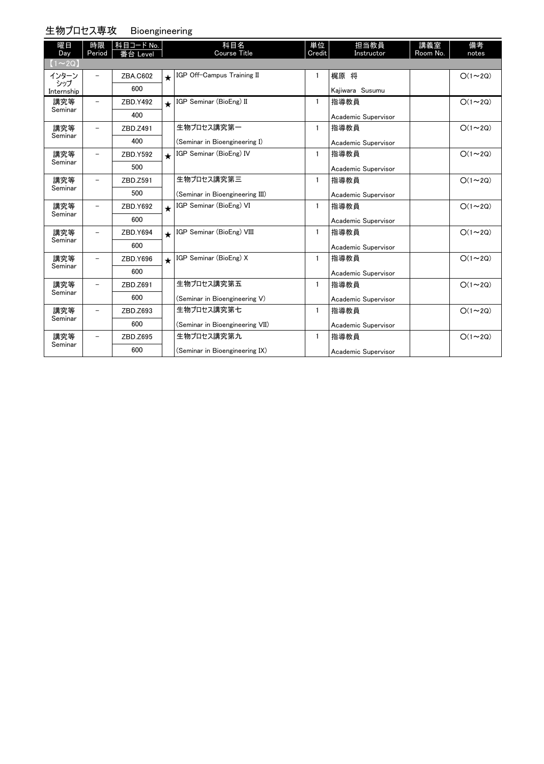## 生物プロセス専攻　Bioengineering

| 曜日 Day | 時限 Period | 科目コード No. 番台 Level | | 科目名 Course Title | 単位 Credit | 担当教員 Instructor | 講義室 Room No. | 備考 notes |
|---|---|---|---|---|---|---|---|---|
| 【1～2Q】 | | | | | | | | |
| インターンシップ Internship | － | ZBA.C602 600 | ★ | IGP Off-Campus Training II | 1 | 梶原 将 Kajiwara Susumu | | ○(1～2Q) |
| 講究等 Seminar | － | ZBD.Y492 400 | ★ | IGP Seminar (BioEng) II | 1 | 指導教員 Academic Supervisor | | ○(1～2Q) |
| 講究等 Seminar | － | ZBD.Z491 400 | | 生物プロセス講究第一 (Seminar in Bioengineering I) | 1 | 指導教員 Academic Supervisor | | ○(1～2Q) |
| 講究等 Seminar | － | ZBD.Y592 500 | ★ | IGP Seminar (BioEng) IV | 1 | 指導教員 Academic Supervisor | | ○(1～2Q) |
| 講究等 Seminar | － | ZBD.Z591 500 | | 生物プロセス講究第三 (Seminar in Bioengineering III) | 1 | 指導教員 Academic Supervisor | | ○(1～2Q) |
| 講究等 Seminar | － | ZBD.Y692 600 | ★ | IGP Seminar (BioEng) VI | 1 | 指導教員 Academic Supervisor | | ○(1～2Q) |
| 講究等 Seminar | － | ZBD.Y694 600 | ★ | IGP Seminar (BioEng) VIII | 1 | 指導教員 Academic Supervisor | | ○(1～2Q) |
| 講究等 Seminar | － | ZBD.Y696 600 | ★ | IGP Seminar (BioEng) X | 1 | 指導教員 Academic Supervisor | | ○(1～2Q) |
| 講究等 Seminar | － | ZBD.Z691 600 | | 生物プロセス講究第五 (Seminar in Bioengineering V) | 1 | 指導教員 Academic Supervisor | | ○(1～2Q) |
| 講究等 Seminar | － | ZBD.Z693 600 | | 生物プロセス講究第七 (Seminar in Bioengineering VII) | 1 | 指導教員 Academic Supervisor | | ○(1～2Q) |
| 講究等 Seminar | － | ZBD.Z695 600 | | 生物プロセス講究第九 (Seminar in Bioengineering IX) | 1 | 指導教員 Academic Supervisor | | ○(1～2Q) |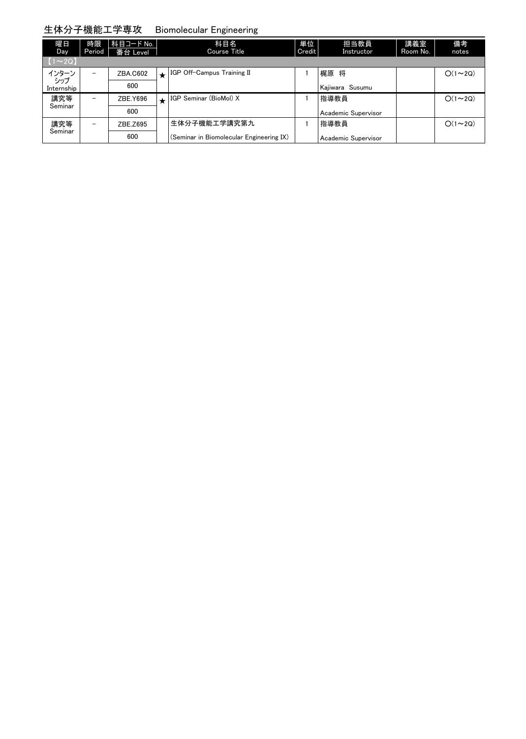## 生体分子機能工学専攻　Biomolecular Engineering

| 曜日 Day | 時限 Period | 科目コード No. / 番台 Level | | 科目名 Course Title | 単位 Credit | 担当教員 Instructor | 講義室 Room No. | 備考 notes |
|---|---|---|---|---|---|---|---|---|
| 【1～2Q】 | | | | | | | | |
| インターンシップ Internship | － | ZBA.C602 / 600 | ★ | IGP Off-Campus Training II | 1 | 梶原 将 / Kajiwara Susumu | | ○(1～2Q) |
| 講究等 Seminar | － | ZBE.Y696 / 600 | ★ | IGP Seminar (BioMol) X | 1 | 指導教員 / Academic Supervisor | | ○(1～2Q) |
| 講究等 Seminar | － | ZBE.Z695 / 600 | | 生体分子機能工学講究第九 (Seminar in Biomolecular Engineering IX) | 1 | 指導教員 / Academic Supervisor | | ○(1～2Q) |